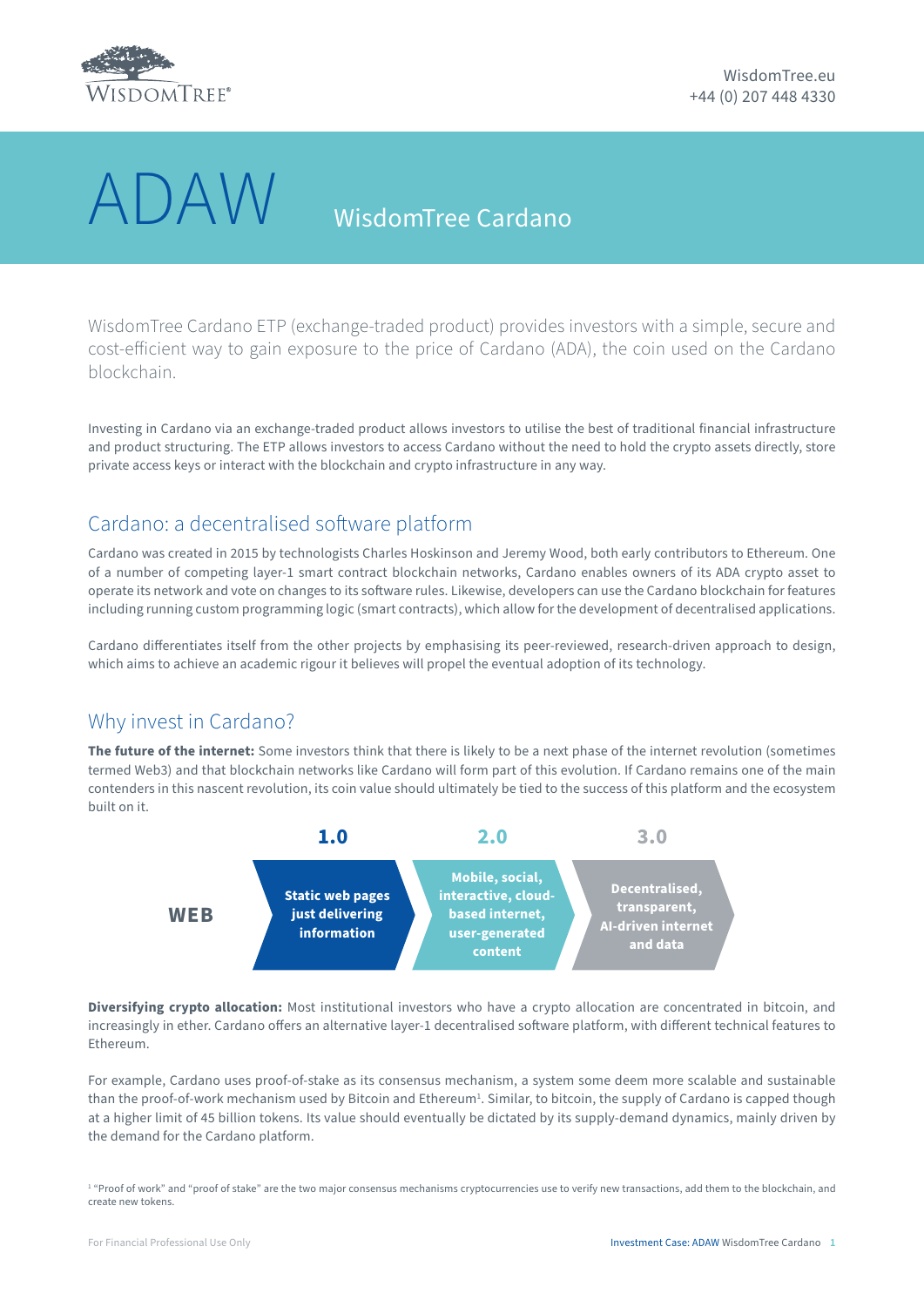# ADAW WisdomTree Cardano

WisdomTree Cardano ETP (exchange-traded product) provides investors with a simple, secure and cost-efficient way to gain exposure to the price of Cardano (ADA), the coin used on the Cardano blockchain.

Investing in Cardano via an exchange-traded product allows investors to utilise the best of traditional financial infrastructure and product structuring. The ETP allows investors to access Cardano without the need to hold the crypto assets directly, store private access keys or interact with the blockchain and crypto infrastructure in any way.

## Cardano: a decentralised software platform

Cardano was created in 2015 by technologists Charles Hoskinson and Jeremy Wood, both early contributors to Ethereum. One of a number of competing layer-1 smart contract blockchain networks, Cardano enables owners of its ADA crypto asset to operate its network and vote on changes to its software rules. Likewise, developers can use the Cardano blockchain for features including running custom programming logic (smart contracts), which allow for the development of decentralised applications.

Cardano differentiates itself from the other projects by emphasising its peer-reviewed, research-driven approach to design, which aims to achieve an academic rigour it believes will propel the eventual adoption of its technology.

## Why invest in Cardano?

**The future of the internet:** Some investors think that there is likely to be a next phase of the internet revolution (sometimes termed Web3) and that blockchain networks like Cardano will form part of this evolution. If Cardano remains one of the main contenders in this nascent revolution, its coin value should ultimately be tied to the success of this platform and the ecosystem built on it.

| WEB | 1.0 | 2.0 | 3.0 |
|---|---|---|---|
| | Static web pages just delivering information | Mobile, social, interactive, cloud-based internet, user-generated content | Decentralised, transparent, AI-driven internet and data |

**Diversifying crypto allocation:** Most institutional investors who have a crypto allocation are concentrated in bitcoin, and increasingly in ether. Cardano offers an alternative layer-1 decentralised software platform, with different technical features to Ethereum.

For example, Cardano uses proof-of-stake as its consensus mechanism, a system some deem more scalable and sustainable than the proof-of-work mechanism used by Bitcoin and Ethereum[1]. Similar, to bitcoin, the supply of Cardano is capped though at a higher limit of 45 billion tokens. Its value should eventually be dictated by its supply-demand dynamics, mainly driven by the demand for the Cardano platform.

[1] "Proof of work" and "proof of stake" are the two major consensus mechanisms cryptocurrencies use to verify new transactions, add them to the blockchain, and create new tokens.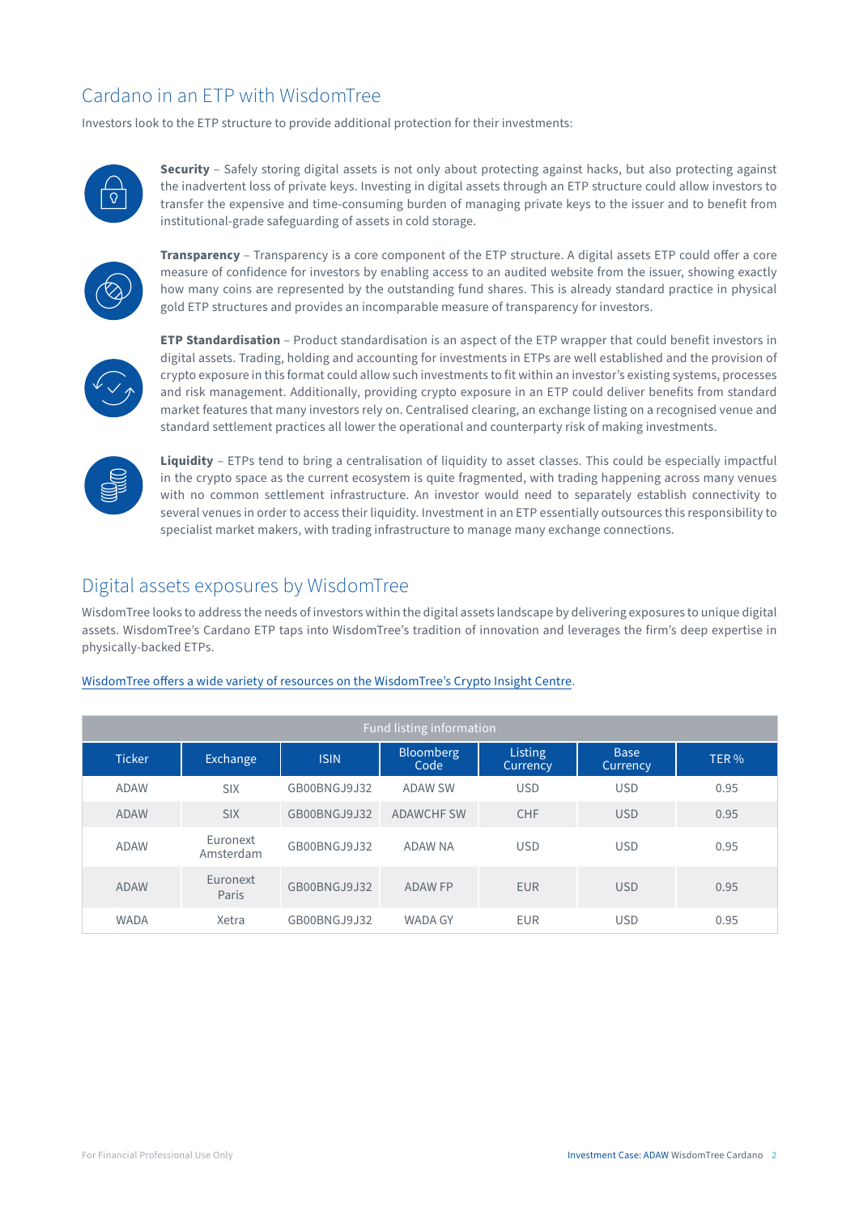## Cardano in an ETP with WisdomTree

Investors look to the ETP structure to provide additional protection for their investments:

**Security** – Safely storing digital assets is not only about protecting against hacks, but also protecting against the inadvertent loss of private keys. Investing in digital assets through an ETP structure could allow investors to transfer the expensive and time-consuming burden of managing private keys to the issuer and to benefit from institutional-grade safeguarding of assets in cold storage.

**Transparency** – Transparency is a core component of the ETP structure. A digital assets ETP could offer a core measure of confidence for investors by enabling access to an audited website from the issuer, showing exactly how many coins are represented by the outstanding fund shares. This is already standard practice in physical gold ETP structures and provides an incomparable measure of transparency for investors.

**ETP Standardisation** – Product standardisation is an aspect of the ETP wrapper that could benefit investors in digital assets. Trading, holding and accounting for investments in ETPs are well established and the provision of crypto exposure in this format could allow such investments to fit within an investor's existing systems, processes and risk management. Additionally, providing crypto exposure in an ETP could deliver benefits from standard market features that many investors rely on. Centralised clearing, an exchange listing on a recognised venue and standard settlement practices all lower the operational and counterparty risk of making investments.

**Liquidity** – ETPs tend to bring a centralisation of liquidity to asset classes. This could be especially impactful in the crypto space as the current ecosystem is quite fragmented, with trading happening across many venues with no common settlement infrastructure. An investor would need to separately establish connectivity to several venues in order to access their liquidity. Investment in an ETP essentially outsources this responsibility to specialist market makers, with trading infrastructure to manage many exchange connections.

## Digital assets exposures by WisdomTree

WisdomTree looks to address the needs of investors within the digital assets landscape by delivering exposures to unique digital assets. WisdomTree's Cardano ETP taps into WisdomTree's tradition of innovation and leverages the firm's deep expertise in physically-backed ETPs.

WisdomTree offers a wide variety of resources on the WisdomTree's Crypto Insight Centre.

| Fund listing information | | | | | | |
|---|---|---|---|---|---|---|
| Ticker | Exchange | ISIN | Bloomberg Code | Listing Currency | Base Currency | TER % |
| ADAW | SIX | GB00BNGJ9J32 | ADAW SW | USD | USD | 0.95 |
| ADAW | SIX | GB00BNGJ9J32 | ADAWCHF SW | CHF | USD | 0.95 |
| ADAW | Euronext Amsterdam | GB00BNGJ9J32 | ADAW NA | USD | USD | 0.95 |
| ADAW | Euronext Paris | GB00BNGJ9J32 | ADAW FP | EUR | USD | 0.95 |
| WADA | Xetra | GB00BNGJ9J32 | WADA GY | EUR | USD | 0.95 |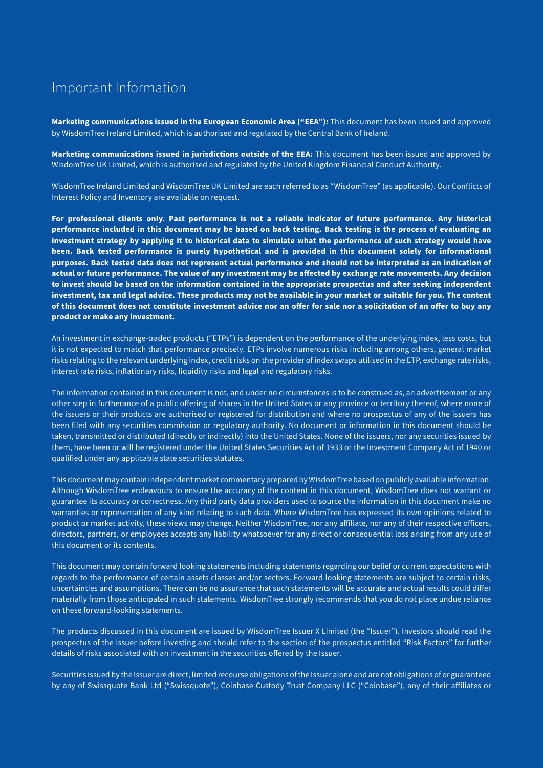# Important Information

**Marketing communications issued in the European Economic Area ("EEA"):** This document has been issued and approved by WisdomTree Ireland Limited, which is authorised and regulated by the Central Bank of Ireland.

**Marketing communications issued in jurisdictions outside of the EEA:** This document has been issued and approved by WisdomTree UK Limited, which is authorised and regulated by the United Kingdom Financial Conduct Authority.

WisdomTree Ireland Limited and WisdomTree UK Limited are each referred to as "WisdomTree" (as applicable). Our Conflicts of Interest Policy and Inventory are available on request.

**For professional clients only. Past performance is not a reliable indicator of future performance. Any historical performance included in this document may be based on back testing. Back testing is the process of evaluating an investment strategy by applying it to historical data to simulate what the performance of such strategy would have been. Back tested performance is purely hypothetical and is provided in this document solely for informational purposes. Back tested data does not represent actual performance and should not be interpreted as an indication of actual or future performance. The value of any investment may be affected by exchange rate movements. Any decision to invest should be based on the information contained in the appropriate prospectus and after seeking independent investment, tax and legal advice. These products may not be available in your market or suitable for you. The content of this document does not constitute investment advice nor an offer for sale nor a solicitation of an offer to buy any product or make any investment.**

An investment in exchange-traded products ("ETPs") is dependent on the performance of the underlying index, less costs, but it is not expected to match that performance precisely. ETPs involve numerous risks including among others, general market risks relating to the relevant underlying index, credit risks on the provider of index swaps utilised in the ETP, exchange rate risks, interest rate risks, inflationary risks, liquidity risks and legal and regulatory risks.

The information contained in this document is not, and under no circumstances is to be construed as, an advertisement or any other step in furtherance of a public offering of shares in the United States or any province or territory thereof, where none of the issuers or their products are authorised or registered for distribution and where no prospectus of any of the issuers has been filed with any securities commission or regulatory authority. No document or information in this document should be taken, transmitted or distributed (directly or indirectly) into the United States. None of the issuers, nor any securities issued by them, have been or will be registered under the United States Securities Act of 1933 or the Investment Company Act of 1940 or qualified under any applicable state securities statutes.

This document may contain independent market commentary prepared by WisdomTree based on publicly available information. Although WisdomTree endeavours to ensure the accuracy of the content in this document, WisdomTree does not warrant or guarantee its accuracy or correctness. Any third party data providers used to source the information in this document make no warranties or representation of any kind relating to such data. Where WisdomTree has expressed its own opinions related to product or market activity, these views may change. Neither WisdomTree, nor any affiliate, nor any of their respective officers, directors, partners, or employees accepts any liability whatsoever for any direct or consequential loss arising from any use of this document or its contents.

This document may contain forward looking statements including statements regarding our belief or current expectations with regards to the performance of certain assets classes and/or sectors. Forward looking statements are subject to certain risks, uncertainties and assumptions. There can be no assurance that such statements will be accurate and actual results could differ materially from those anticipated in such statements. WisdomTree strongly recommends that you do not place undue reliance on these forward-looking statements.

The products discussed in this document are issued by WisdomTree Issuer X Limited (the "Issuer"). Investors should read the prospectus of the Issuer before investing and should refer to the section of the prospectus entitled "Risk Factors" for further details of risks associated with an investment in the securities offered by the Issuer.

Securities issued by the Issuer are direct, limited recourse obligations of the Issuer alone and are not obligations of or guaranteed by any of Swissquote Bank Ltd ("Swissquote"), Coinbase Custody Trust Company LLC ("Coinbase"), any of their affiliates or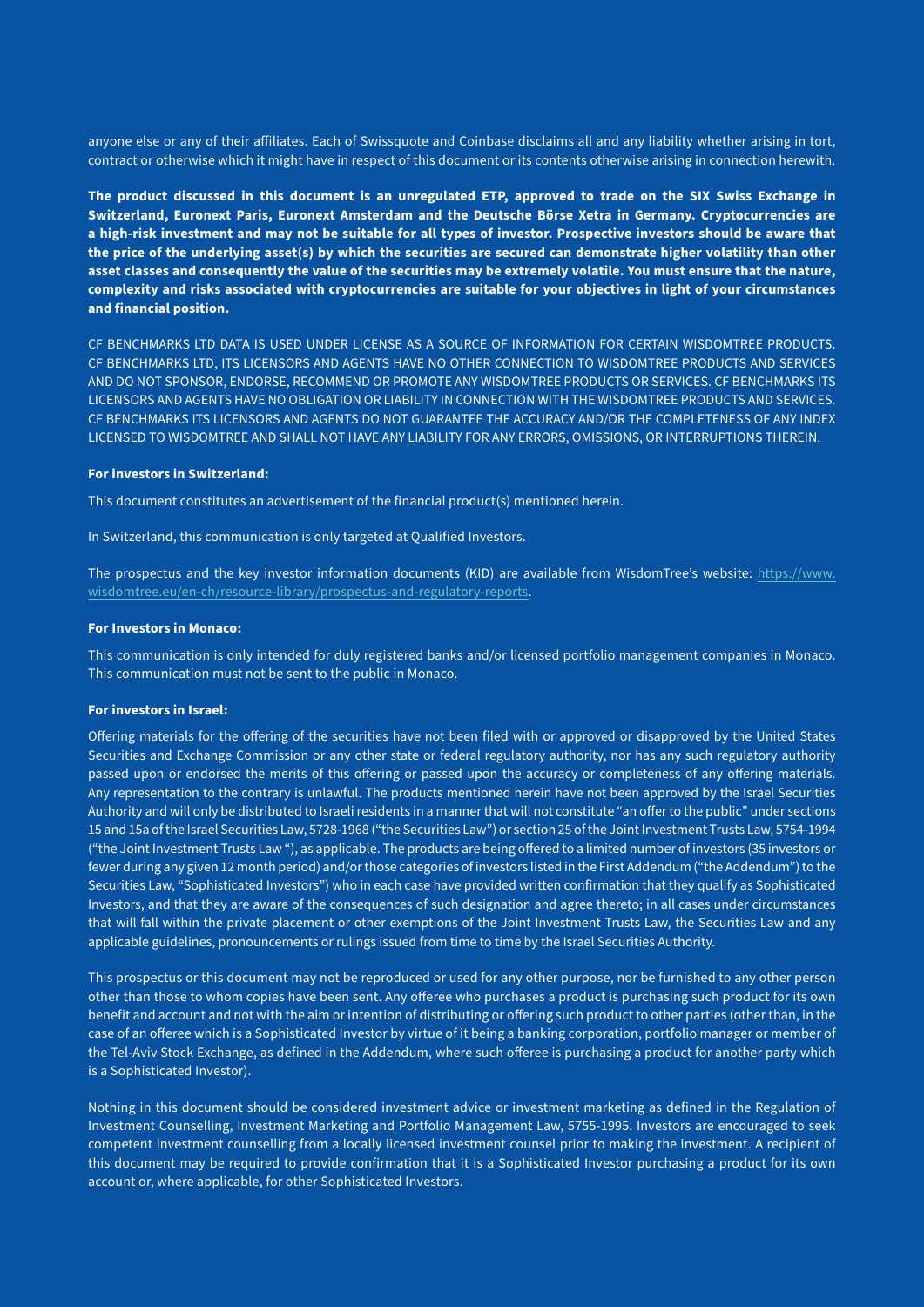anyone else or any of their affiliates. Each of Swissquote and Coinbase disclaims all and any liability whether arising in tort, contract or otherwise which it might have in respect of this document or its contents otherwise arising in connection herewith.

**The product discussed in this document is an unregulated ETP, approved to trade on the SIX Swiss Exchange in Switzerland, Euronext Paris, Euronext Amsterdam and the Deutsche Börse Xetra in Germany. Cryptocurrencies are a high-risk investment and may not be suitable for all types of investor. Prospective investors should be aware that the price of the underlying asset(s) by which the securities are secured can demonstrate higher volatility than other asset classes and consequently the value of the securities may be extremely volatile. You must ensure that the nature, complexity and risks associated with cryptocurrencies are suitable for your objectives in light of your circumstances and financial position.**

CF BENCHMARKS LTD DATA IS USED UNDER LICENSE AS A SOURCE OF INFORMATION FOR CERTAIN WISDOMTREE PRODUCTS. CF BENCHMARKS LTD, ITS LICENSORS AND AGENTS HAVE NO OTHER CONNECTION TO WISDOMTREE PRODUCTS AND SERVICES AND DO NOT SPONSOR, ENDORSE, RECOMMEND OR PROMOTE ANY WISDOMTREE PRODUCTS OR SERVICES. CF BENCHMARKS ITS LICENSORS AND AGENTS HAVE NO OBLIGATION OR LIABILITY IN CONNECTION WITH THE WISDOMTREE PRODUCTS AND SERVICES. CF BENCHMARKS ITS LICENSORS AND AGENTS DO NOT GUARANTEE THE ACCURACY AND/OR THE COMPLETENESS OF ANY INDEX LICENSED TO WISDOMTREE AND SHALL NOT HAVE ANY LIABILITY FOR ANY ERRORS, OMISSIONS, OR INTERRUPTIONS THEREIN.

**For investors in Switzerland:**

This document constitutes an advertisement of the financial product(s) mentioned herein.

In Switzerland, this communication is only targeted at Qualified Investors.

The prospectus and the key investor information documents (KID) are available from WisdomTree's website: [https://www.wisdomtree.eu/en-ch/resource-library/prospectus-and-regulatory-reports](https://www.wisdomtree.eu/en-ch/resource-library/prospectus-and-regulatory-reports).

**For Investors in Monaco:**

This communication is only intended for duly registered banks and/or licensed portfolio management companies in Monaco. This communication must not be sent to the public in Monaco.

**For investors in Israel:**

Offering materials for the offering of the securities have not been filed with or approved or disapproved by the United States Securities and Exchange Commission or any other state or federal regulatory authority, nor has any such regulatory authority passed upon or endorsed the merits of this offering or passed upon the accuracy or completeness of any offering materials. Any representation to the contrary is unlawful. The products mentioned herein have not been approved by the Israel Securities Authority and will only be distributed to Israeli residents in a manner that will not constitute "an offer to the public" under sections 15 and 15a of the Israel Securities Law, 5728-1968 ("the Securities Law") or section 25 of the Joint Investment Trusts Law, 5754-1994 ("the Joint Investment Trusts Law "), as applicable. The products are being offered to a limited number of investors (35 investors or fewer during any given 12 month period) and/or those categories of investors listed in the First Addendum ("the Addendum") to the Securities Law, "Sophisticated Investors") who in each case have provided written confirmation that they qualify as Sophisticated Investors, and that they are aware of the consequences of such designation and agree thereto; in all cases under circumstances that will fall within the private placement or other exemptions of the Joint Investment Trusts Law, the Securities Law and any applicable guidelines, pronouncements or rulings issued from time to time by the Israel Securities Authority.

This prospectus or this document may not be reproduced or used for any other purpose, nor be furnished to any other person other than those to whom copies have been sent. Any offeree who purchases a product is purchasing such product for its own benefit and account and not with the aim or intention of distributing or offering such product to other parties (other than, in the case of an offeree which is a Sophisticated Investor by virtue of it being a banking corporation, portfolio manager or member of the Tel-Aviv Stock Exchange, as defined in the Addendum, where such offeree is purchasing a product for another party which is a Sophisticated Investor).

Nothing in this document should be considered investment advice or investment marketing as defined in the Regulation of Investment Counselling, Investment Marketing and Portfolio Management Law, 5755-1995. Investors are encouraged to seek competent investment counselling from a locally licensed investment counsel prior to making the investment. A recipient of this document may be required to provide confirmation that it is a Sophisticated Investor purchasing a product for its own account or, where applicable, for other Sophisticated Investors.